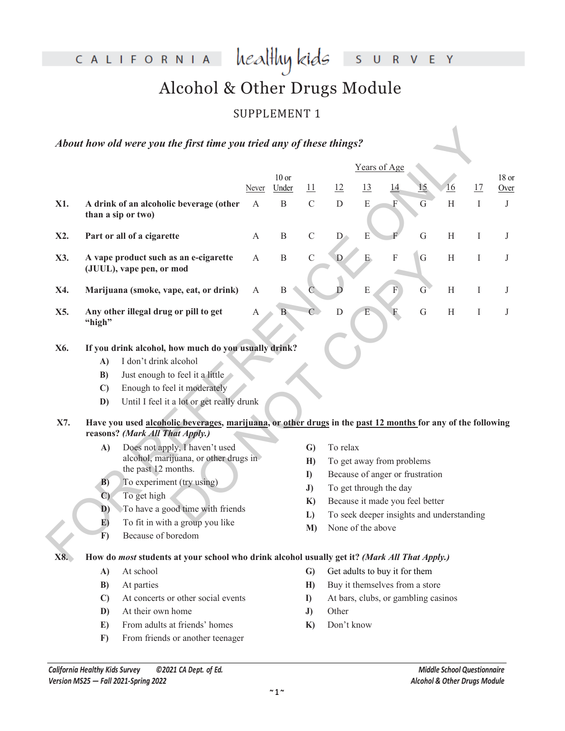# CALIFORNIA healthy kids SURVEY

## Alcohol & Other Drugs Module

### SUPPLEMENT 1

***About how old were you the first time you tried any of these things?***

| | | Never | 10 or Under | 11 | 12 | 13 | 14 | 15 | 16 | 17 | 18 or Over |
|---|---|---|---|---|---|---|---|---|---|---|---|
| | | | Years of Age | | | | | | | | |
| **X1.** | **A drink of an alcoholic beverage (other than a sip or two)** | A | B | C | D | E | F | G | H | I | J |
| **X2.** | **Part or all of a cigarette** | A | B | C | D | E | F | G | H | I | J |
| **X3.** | **A vape product such as an e-cigarette (JUUL), vape pen, or mod** | A | B | C | D | E | F | G | H | I | J |
| **X4.** | **Marijuana (smoke, vape, eat, or drink)** | A | B | C | D | E | F | G | H | I | J |
| **X5.** | **Any other illegal drug or pill to get "high"** | A | B | C | D | E | F | G | H | I | J |

**X6. If you drink alcohol, how much do you usually drink?**

- **A)** I don't drink alcohol
- **B)** Just enough to feel it a little
- **C)** Enough to feel it moderately
- **D)** Until I feel it a lot or get really drunk

**X7. Have you used alcoholic beverages, marijuana, or other drugs in the past 12 months for any of the following reasons? *(Mark All That Apply.)***

- **A)** Does not apply, I haven't used alcohol, marijuana, or other drugs in the past 12 months.
- **B)** To experiment (try using)
- **C)** To get high
- **D)** To have a good time with friends
- **E)** To fit in with a group you like
- **F)** Because of boredom
- **G)** To relax
- **H)** To get away from problems
- **I)** Because of anger or frustration
- **J)** To get through the day
- **K)** Because it made you feel better
- **L)** To seek deeper insights and understanding
- **M)** None of the above

**X8. How do *most* students at your school who drink alcohol usually get it? *(Mark All That Apply.)***

- **A)** At school
- **B)** At parties
- **C)** At concerts or other social events
- **D)** At their own home
- **E)** From adults at friends' homes
- **F)** From friends or another teenager
- **G)** Get adults to buy it for them
- **H)** Buy it themselves from a store
- **I)** At bars, clubs, or gambling casinos
- **J)** Other
- **K)** Don't know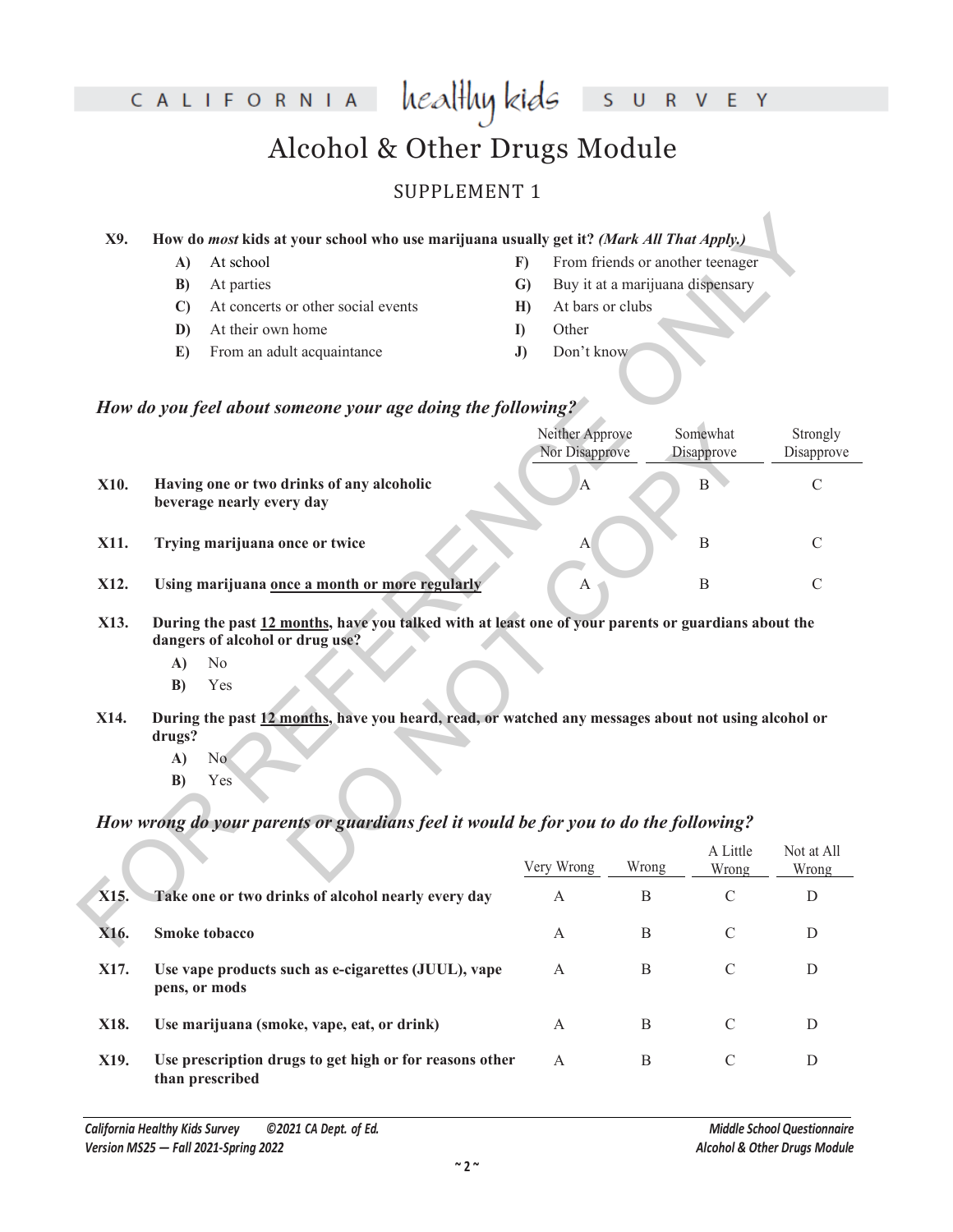# Alcohol & Other Drugs Module

## SUPPLEMENT 1

**X9. How do *most* kids at your school who use marijuana usually get it? *(Mark All That Apply.)***

- **A)** At school
- **B)** At parties
- **C)** At concerts or other social events
- **D)** At their own home
- **E)** From an adult acquaintance
- **F)** From friends or another teenager
- **G)** Buy it at a marijuana dispensary
- **H)** At bars or clubs
- **I)** Other
- **J)** Don't know

***How do you feel about someone your age doing the following?***

| | | Neither Approve Nor Disapprove | Somewhat Disapprove | Strongly Disapprove |
|---|---|---|---|---|
| **X10.** | **Having one or two drinks of any alcoholic beverage nearly every day** | A | B | C |
| **X11.** | **Trying marijuana once or twice** | A | B | C |
| **X12.** | **Using marijuana <u>once a month or more regularly</u>** | A | B | C |

**X13. During the past <u>12 months</u>, have you talked with at least one of your parents or guardians about the dangers of alcohol or drug use?**

- **A)** No
- **B)** Yes

**X14. During the past <u>12 months</u>, have you heard, read, or watched any messages about not using alcohol or drugs?**

- **A)** No
- **B)** Yes

***How wrong do your parents or guardians feel it would be for you to do the following?***

| | | Very Wrong | Wrong | A Little Wrong | Not at All Wrong |
|---|---|---|---|---|---|
| **X15.** | **Take one or two drinks of alcohol nearly every day** | A | B | C | D |
| **X16.** | **Smoke tobacco** | A | B | C | D |
| **X17.** | **Use vape products such as e-cigarettes (JUUL), vape pens, or mods** | A | B | C | D |
| **X18.** | **Use marijuana (smoke, vape, eat, or drink)** | A | B | C | D |
| **X19.** | **Use prescription drugs to get high or for reasons other than prescribed** | A | B | C | D |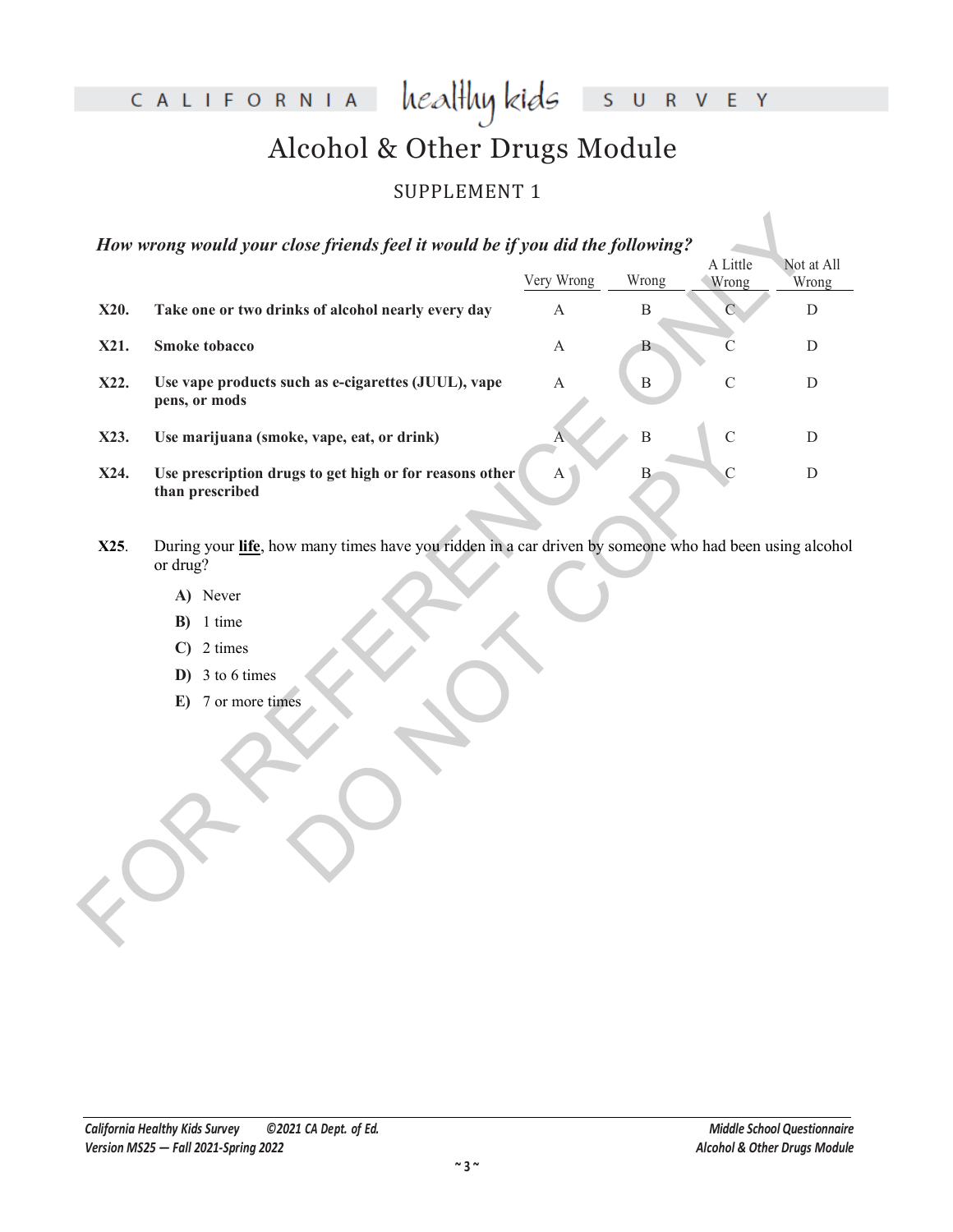# Alcohol & Other Drugs Module

## SUPPLEMENT 1

***How wrong would your close friends feel it would be if you did the following?***

| | | Very Wrong | Wrong | A Little Wrong | Not at All Wrong |
|---|---|---|---|---|---|
| **X20.** | **Take one or two drinks of alcohol nearly every day** | A | B | C | D |
| **X21.** | **Smoke tobacco** | A | B | C | D |
| **X22.** | **Use vape products such as e-cigarettes (JUUL), vape pens, or mods** | A | B | C | D |
| **X23.** | **Use marijuana (smoke, vape, eat, or drink)** | A | B | C | D |
| **X24.** | **Use prescription drugs to get high or for reasons other than prescribed** | A | B | C | D |

**X25**. During your **life**, how many times have you ridden in a car driven by someone who had been using alcohol or drug?

- **A)** Never
- **B)** 1 time
- **C)** 2 times
- **D)** 3 to 6 times
- **E)** 7 or more times